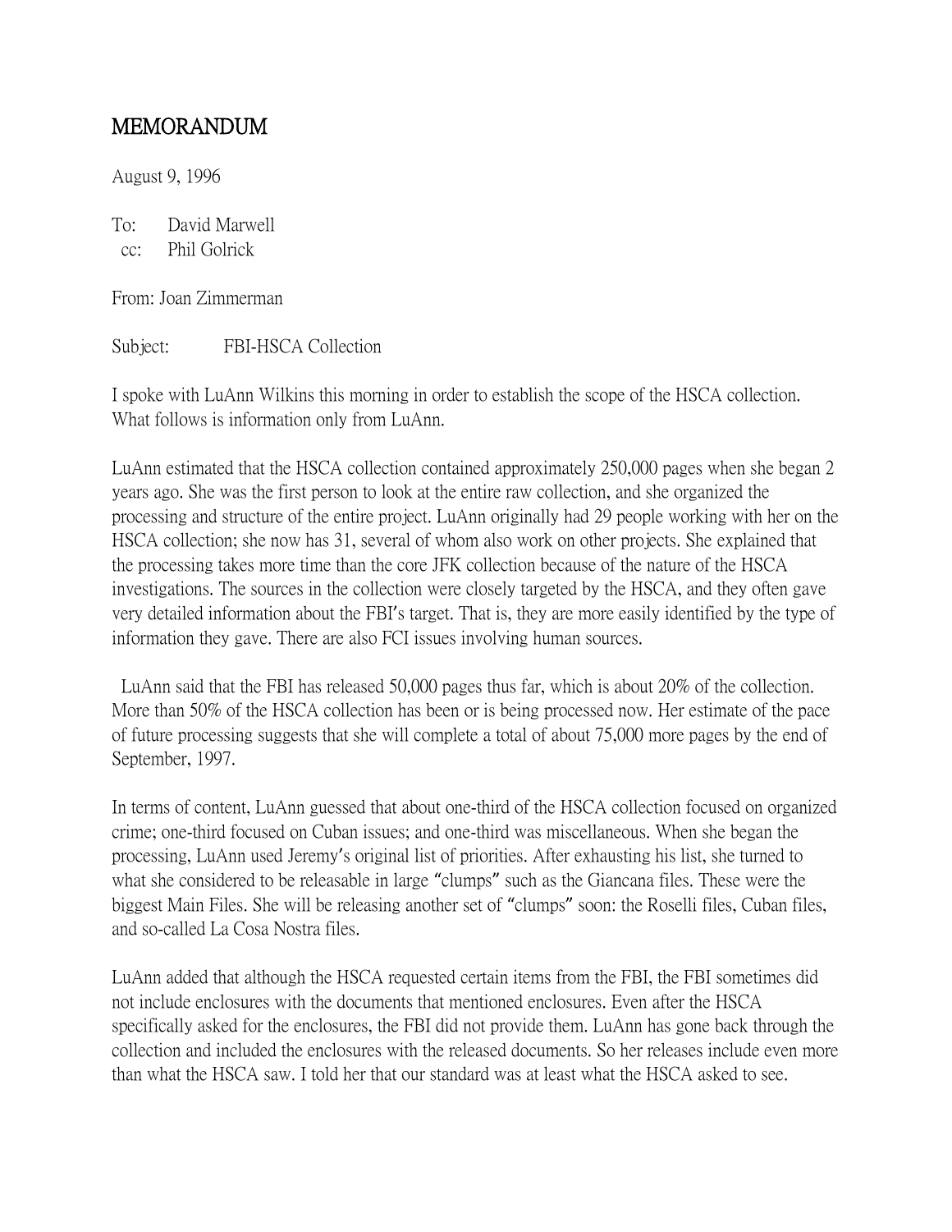# MEMORANDUM

August 9, 1996

To: David Marwell
cc: Phil Golrick

From: Joan Zimmerman

Subject: FBI-HSCA Collection

I spoke with LuAnn Wilkins this morning in order to establish the scope of the HSCA collection. What follows is information only from LuAnn.

LuAnn estimated that the HSCA collection contained approximately 250,000 pages when she began 2 years ago. She was the first person to look at the entire raw collection, and she organized the processing and structure of the entire project. LuAnn originally had 29 people working with her on the HSCA collection; she now has 31, several of whom also work on other projects. She explained that the processing takes more time than the core JFK collection because of the nature of the HSCA investigations. The sources in the collection were closely targeted by the HSCA, and they often gave very detailed information about the FBI's target. That is, they are more easily identified by the type of information they gave. There are also FCI issues involving human sources.

LuAnn said that the FBI has released 50,000 pages thus far, which is about 20% of the collection. More than 50% of the HSCA collection has been or is being processed now. Her estimate of the pace of future processing suggests that she will complete a total of about 75,000 more pages by the end of September, 1997.

In terms of content, LuAnn guessed that about one-third of the HSCA collection focused on organized crime; one-third focused on Cuban issues; and one-third was miscellaneous. When she began the processing, LuAnn used Jeremy's original list of priorities. After exhausting his list, she turned to what she considered to be releasable in large "clumps" such as the Giancana files. These were the biggest Main Files. She will be releasing another set of "clumps" soon: the Roselli files, Cuban files, and so-called La Cosa Nostra files.

LuAnn added that although the HSCA requested certain items from the FBI, the FBI sometimes did not include enclosures with the documents that mentioned enclosures. Even after the HSCA specifically asked for the enclosures, the FBI did not provide them. LuAnn has gone back through the collection and included the enclosures with the released documents. So her releases include even more than what the HSCA saw. I told her that our standard was at least what the HSCA asked to see.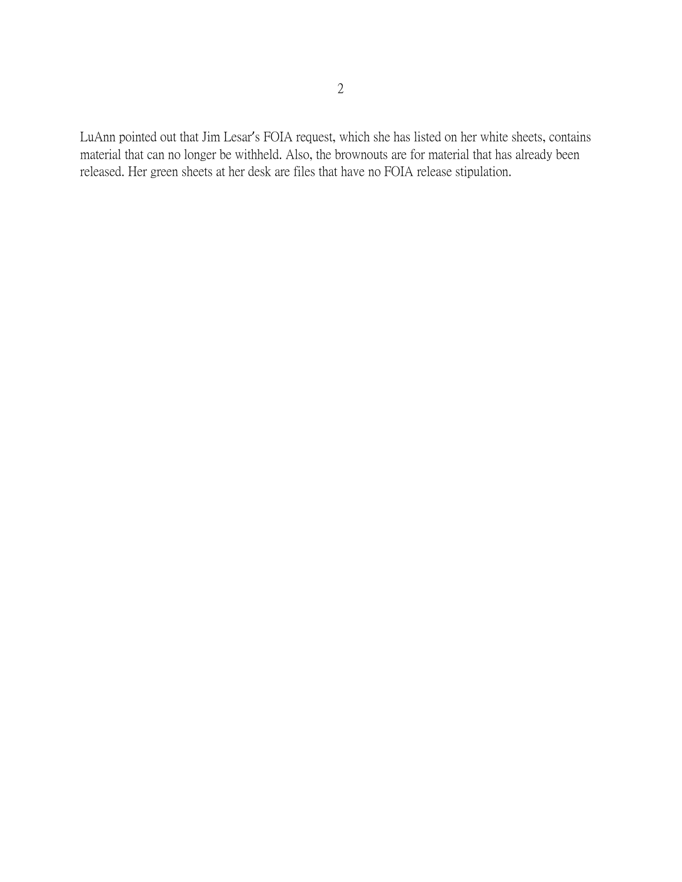LuAnn pointed out that Jim Lesar's FOIA request, which she has listed on her white sheets, contains material that can no longer be withheld. Also, the brownouts are for material that has already been released. Her green sheets at her desk are files that have no FOIA release stipulation.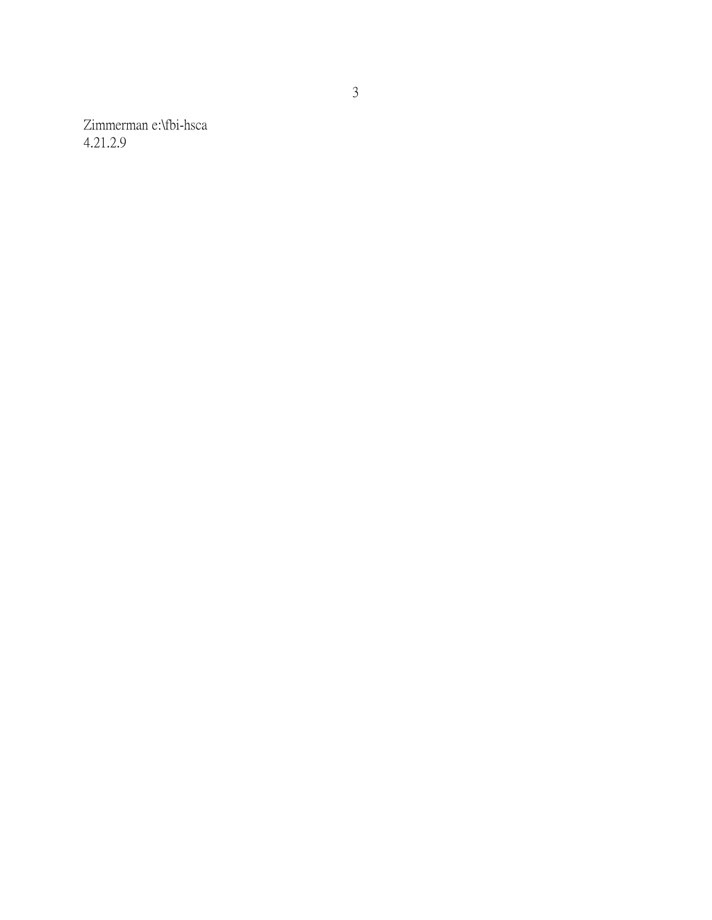Zimmerman e:\fbi-hsca
4.21.2.9